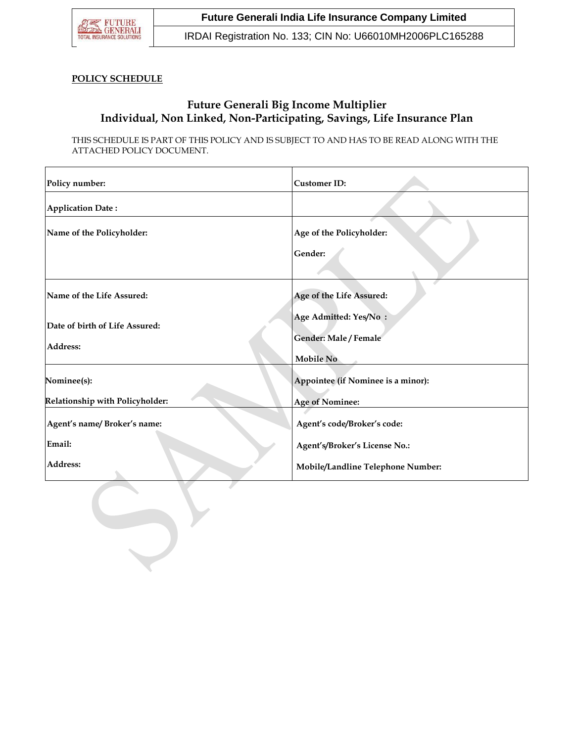Future Generali India Life Insurance Company Limited

IRDAI Registration No. 133; CIN No: U66010MH2006PLC165288

**POLICY SCHEDULE**

## Future Generali Big Income Multiplier
## Individual, Non Linked, Non-Participating, Savings, Life Insurance Plan

THIS SCHEDULE IS PART OF THIS POLICY AND IS SUBJECT TO AND HAS TO BE READ ALONG WITH THE ATTACHED POLICY DOCUMENT.

| | |
|---|---|
| **Policy number:** | **Customer ID:** |
| **Application Date :** | |
| **Name of the Policyholder:** | **Age of the Policyholder:**<br>**Gender:** |
| **Name of the Life Assured:**<br>**Date of birth of Life Assured:**<br>**Address:** | **Age of the Life Assured:**<br>**Age Admitted: Yes/No :**<br>**Gender: Male / Female**<br>**Mobile No** |
| **Nominee(s):**<br>**Relationship with Policyholder:** | **Appointee (if Nominee is a minor):**<br>**Age of Nominee:** |
| **Agent's name/ Broker's name:**<br>**Email:**<br>**Address:** | **Agent's code/Broker's code:**<br>**Agent's/Broker's License No.:**<br>**Mobile/Landline Telephone Number:** |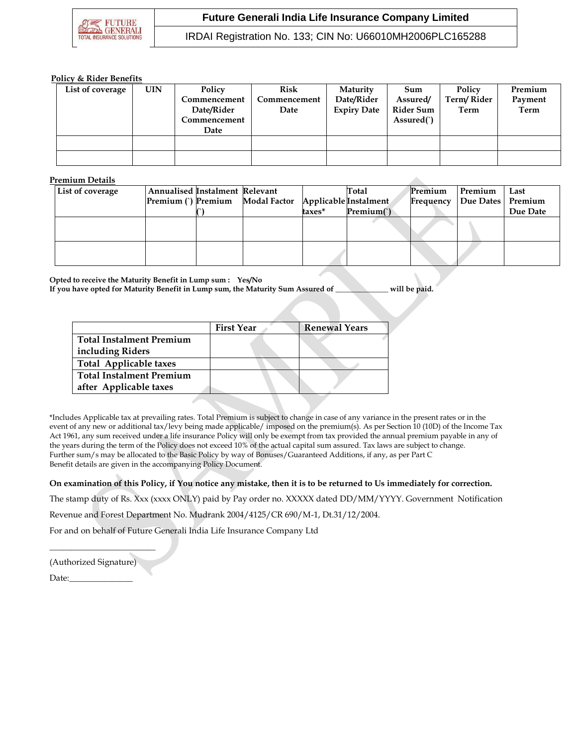**Policy & Rider Benefits**

| List of coverage | UIN | Policy Commencement Date/Rider Commencement Date | Risk Commencement Date | Maturity Date/Rider Expiry Date | Sum Assured/ Rider Sum Assured(`) | Policy Term/ Rider Term | Premium Payment Term |
|---|---|---|---|---|---|---|---|
| | | | | | | | |
| | | | | | | | |

**Premium Details**

| List of coverage | Annualised Premium (`) | Instalment Premium (`) | Relevant Modal Factor | Applicable taxes* | Total Instalment Premium(`) | Premium Frequency | Premium Due Dates | Last Premium Due Date |
|---|---|---|---|---|---|---|---|---|
| | | | | | | | | |
| | | | | | | | | |

**Opted to receive the Maturity Benefit in Lump sum : Yes/No**
**If you have opted for Maturity Benefit in Lump sum, the Maturity Sum Assured of _____________ will be paid.**

| | First Year | Renewal Years |
|---|---|---|
| **Total Instalment Premium including Riders** | | |
| **Total Applicable taxes** | | |
| **Total Instalment Premium after Applicable taxes** | | |

*Includes Applicable tax at prevailing rates. Total Premium is subject to change in case of any variance in the present rates or in the event of any new or additional tax/levy being made applicable/ imposed on the premium(s). As per Section 10 (10D) of the Income Tax Act 1961, any sum received under a life insurance Policy will only be exempt from tax provided the annual premium payable in any of the years during the term of the Policy does not exceed 10% of the actual capital sum assured. Tax laws are subject to change.
Further sum/s may be allocated to the Basic Policy by way of Bonuses/Guaranteed Additions, if any, as per Part C
Benefit details are given in the accompanying Policy Document.

**On examination of this Policy, if You notice any mistake, then it is to be returned to Us immediately for correction.**

The stamp duty of Rs. Xxx (xxxx ONLY) paid by Pay order no. XXXXX dated DD/MM/YYYY. Government Notification

Revenue and Forest Department No. Mudrank 2004/4125/CR 690/M-1, Dt.31/12/2004.

For and on behalf of Future Generali India Life Insurance Company Ltd

________________________

(Authorized Signature)

Date:______________